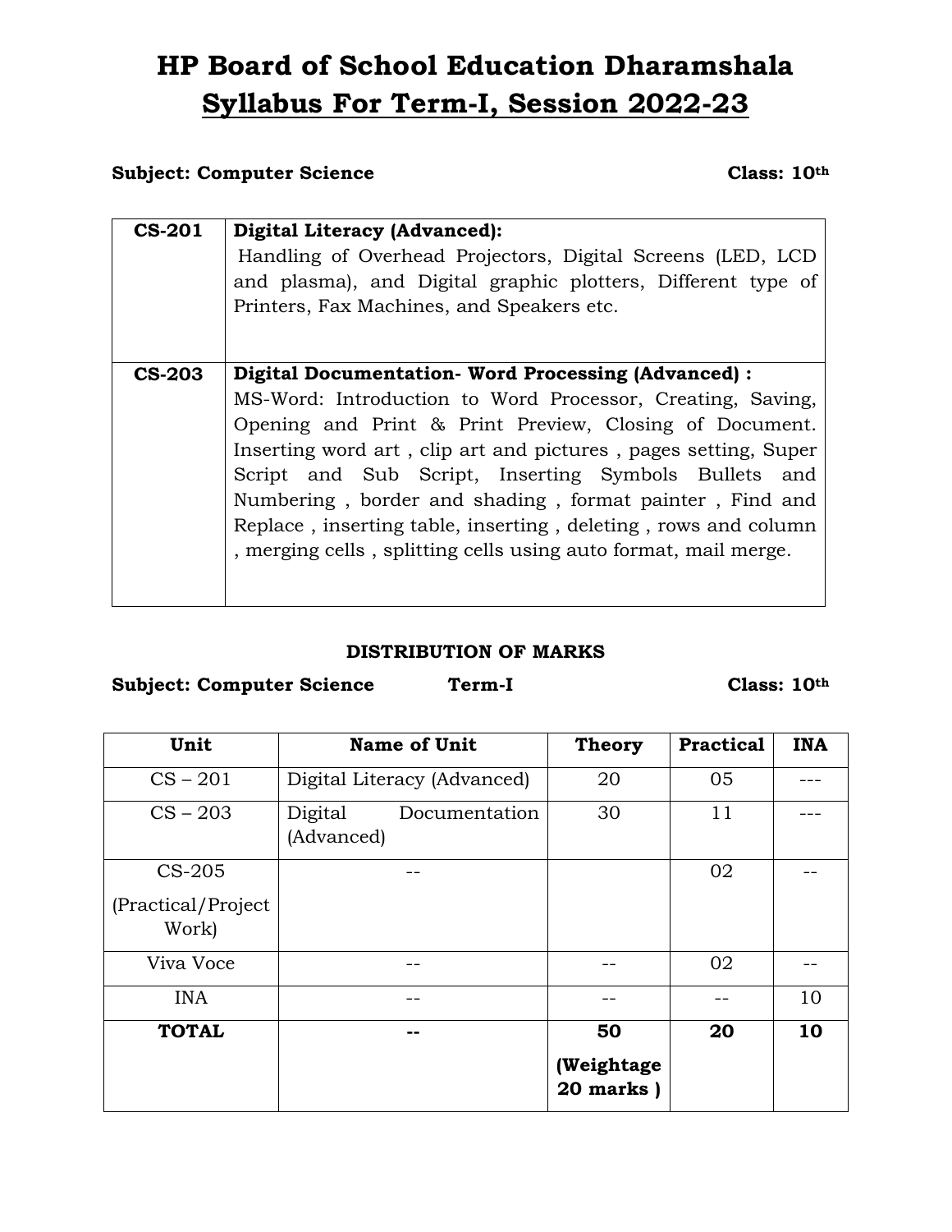# HP Board of School Education Dharamshala

## Syllabus For Term-I, Session 2022-23

**Subject: Computer Science** **Class: 10th**

| | |
|---|---|
| **CS-201** | **Digital Literacy (Advanced):** Handling of Overhead Projectors, Digital Screens (LED, LCD and plasma), and Digital graphic plotters, Different type of Printers, Fax Machines, and Speakers etc. |
| **CS-203** | **Digital Documentation- Word Processing (Advanced) :** MS-Word: Introduction to Word Processor, Creating, Saving, Opening and Print & Print Preview, Closing of Document. Inserting word art , clip art and pictures , pages setting, Super Script and Sub Script, Inserting Symbols Bullets and Numbering , border and shading , format painter , Find and Replace , inserting table, inserting , deleting , rows and column , merging cells , splitting cells using auto format, mail merge. |

### DISTRIBUTION OF MARKS

**Subject: Computer Science** **Term-I** **Class: 10th**

| Unit | Name of Unit | Theory | Practical | INA |
|---|---|---|---|---|
| CS – 201 | Digital Literacy (Advanced) | 20 | 05 | --- |
| CS – 203 | Digital Documentation (Advanced) | 30 | 11 | --- |
| CS-205 (Practical/Project Work) | -- | | 02 | -- |
| Viva Voce | -- | -- | 02 | -- |
| INA | -- | -- | -- | 10 |
| **TOTAL** | **--** | **50 (Weightage 20 marks )** | **20** | **10** |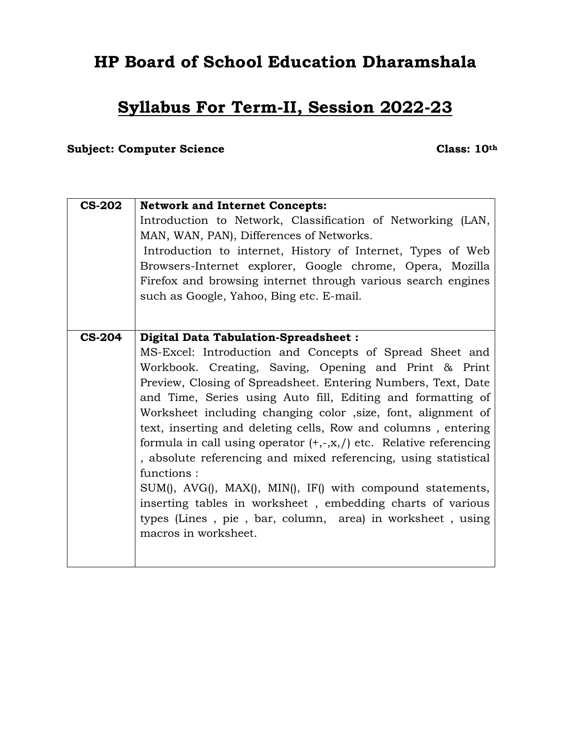# HP Board of School Education Dharamshala

## Syllabus For Term-II, Session 2022-23

**Subject: Computer Science** **Class: 10th**

| | |
|---|---|
| **CS-202** | **Network and Internet Concepts:**<br>Introduction to Network, Classification of Networking (LAN, MAN, WAN, PAN), Differences of Networks.<br>Introduction to internet, History of Internet, Types of Web Browsers-Internet explorer, Google chrome, Opera, Mozilla Firefox and browsing internet through various search engines such as Google, Yahoo, Bing etc. E-mail. |
| **CS-204** | **Digital Data Tabulation-Spreadsheet :**<br>MS-Excel: Introduction and Concepts of Spread Sheet and Workbook. Creating, Saving, Opening and Print & Print Preview, Closing of Spreadsheet. Entering Numbers, Text, Date and Time, Series using Auto fill, Editing and formatting of Worksheet including changing color ,size, font, alignment of text, inserting and deleting cells, Row and columns , entering formula in call using operator (+,-,x,/) etc. Relative referencing , absolute referencing and mixed referencing, using statistical functions :<br>SUM(), AVG(), MAX(), MIN(), IF() with compound statements, inserting tables in worksheet , embedding charts of various types (Lines , pie , bar, column, area) in worksheet , using macros in worksheet. |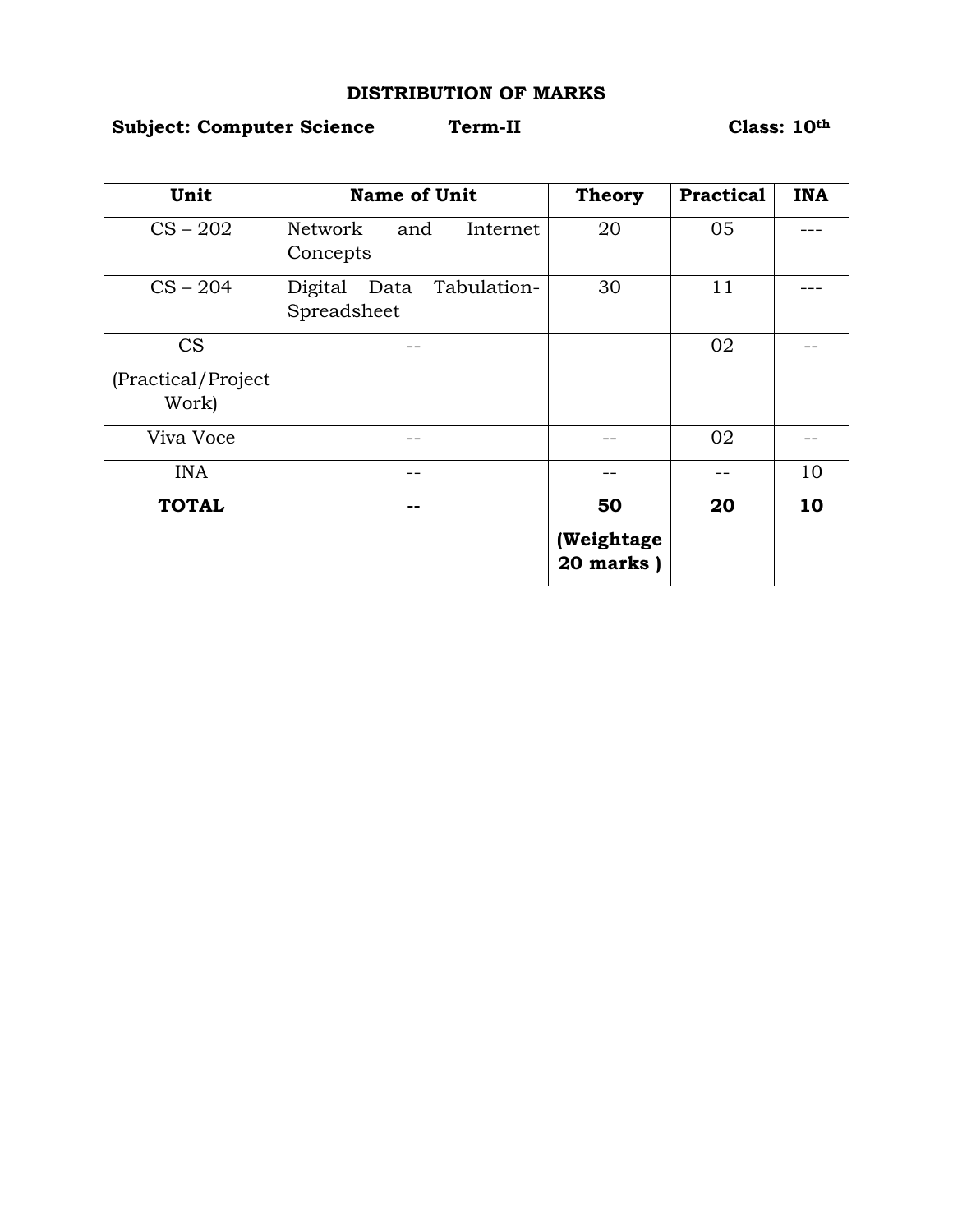## DISTRIBUTION OF MARKS

**Subject: Computer Science** **Term-II** **Class: 10th**

| Unit | Name of Unit | Theory | Practical | INA |
|---|---|---|---|---|
| CS – 202 | Network and Internet Concepts | 20 | 05 | --- |
| CS – 204 | Digital Data Tabulation-Spreadsheet | 30 | 11 | --- |
| CS (Practical/Project Work) | -- | | 02 | -- |
| Viva Voce | -- | -- | 02 | -- |
| INA | -- | -- | -- | 10 |
| **TOTAL** | **--** | **50 (Weightage 20 marks )** | **20** | **10** |